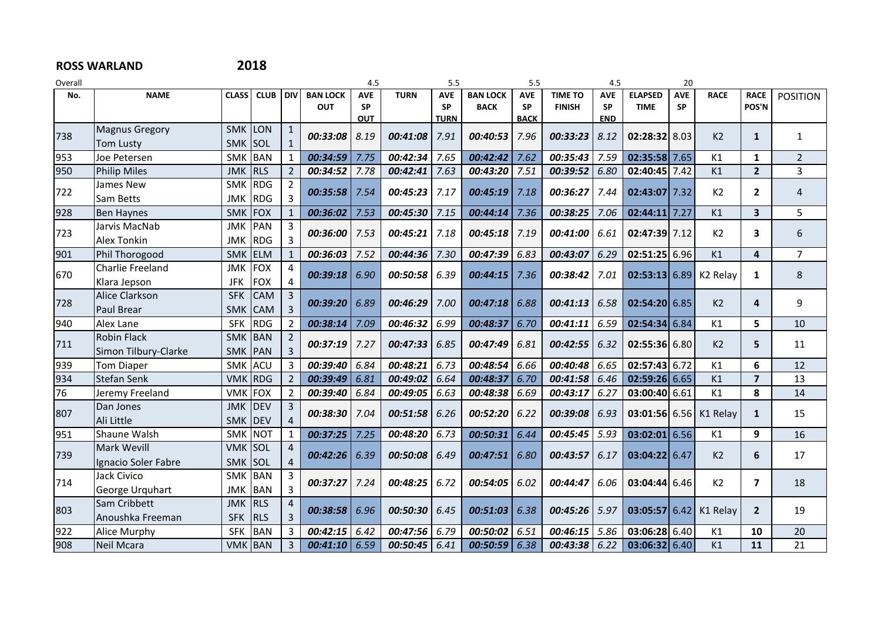**ROSS WARLAND** **2018**

Overall

| No. | NAME | CLASS | CLUB | DIV | BAN LOCK OUT | AVE SP OUT (4.5) | TURN | AVE SP TURN (5.5) | BAN LOCK BACK | AVE SP BACK (5.5) | TIME TO FINISH | AVE SP END (4.5) | ELAPSED TIME | AVE SP (20) | RACE | RACE POS'N | POSITION |
|---|---|---|---|---|---|---|---|---|---|---|---|---|---|---|---|---|---|
| 738 | Magnus Gregory<br>Tom Lusty | SMK<br>SMK | LON<br>SOL | 1<br>1 | *00:33:08* | *8.19* | *00:41:08* | *7.91* | *00:40:53* | *7.96* | *00:33:23* | *8.12* | **02:28:32** | 8.03 | K2 | **1** | 1 |
| 953 | Joe Petersen | SMK | BAN | 1 | *00:34:59* | *7.75* | *00:42:34* | *7.65* | *00:42:42* | *7.62* | *00:35:43* | *7.59* | **02:35:58** | 7.65 | K1 | **1** | 2 |
| 950 | Philip Miles | JMK | RLS | 2 | *00:34:52* | *7.78* | *00:42:41* | *7.63* | *00:43:20* | *7.51* | *00:39:52* | *6.80* | **02:40:45** | 7.42 | K1 | **2** | 3 |
| 722 | James New<br>Sam Betts | SMK<br>JMK | RDG<br>RDG | 2<br>3 | *00:35:58* | *7.54* | *00:45:23* | *7.17* | *00:45:19* | *7.18* | *00:36:27* | *7.44* | **02:43:07** | 7.32 | K2 | **2** | 4 |
| 928 | Ben Haynes | SMK | FOX | 1 | *00:36:02* | *7.53* | *00:45:30* | *7.15* | *00:44:14* | *7.36* | *00:38:25* | *7.06* | **02:44:11** | 7.27 | K1 | **3** | 5 |
| 723 | Jarvis MacNab<br>Alex Tonkin | JMK<br>JMK | PAN<br>RDG | 3<br>3 | *00:36:00* | *7.53* | *00:45:21* | *7.18* | *00:45:18* | *7.19* | *00:41:00* | *6.61* | **02:47:39** | 7.12 | K2 | **3** | 6 |
| 901 | Phil Thorogood | SMK | ELM | 1 | *00:36:03* | *7.52* | *00:44:36* | *7.30* | *00:47:39* | *6.83* | *00:43:07* | *6.29* | **02:51:25** | 6.96 | K1 | **4** | 7 |
| 670 | Charlie Freeland<br>Klara Jepson | JMK<br>JFK | FOX<br>FOX | 4<br>4 | *00:39:18* | *6.90* | *00:50:58* | *6.39* | *00:44:15* | *7.36* | *00:38:42* | *7.01* | **02:53:13** | 6.89 | K2 Relay | **1** | 8 |
| 728 | Alice Clarkson<br>Paul Brear | SFK<br>SMK | CAM<br>CAM | 3<br>3 | *00:39:20* | *6.89* | *00:46:29* | *7.00* | *00:47:18* | *6.88* | *00:41:13* | *6.58* | **02:54:20** | 6.85 | K2 | **4** | 9 |
| 940 | Alex Lane | SFK | RDG | 2 | *00:38:14* | *7.09* | *00:46:32* | *6.99* | *00:48:37* | *6.70* | *00:41:11* | *6.59* | **02:54:34** | 6.84 | K1 | **5** | 10 |
| 711 | Robin Flack<br>Simon Tilbury-Clarke | SMK<br>SMK | BAN<br>PAN | 2<br>3 | *00:37:19* | *7.27* | *00:47:33* | *6.85* | *00:47:49* | *6.81* | *00:42:55* | *6.32* | **02:55:36** | 6.80 | K2 | **5** | 11 |
| 939 | Tom Diaper | SMK | ACU | 3 | *00:39:40* | *6.84* | *00:48:21* | *6.73* | *00:48:54* | *6.66* | *00:40:48* | *6.65* | **02:57:43** | 6.72 | K1 | **6** | 12 |
| 934 | Stefan Senk | VMK | RDG | 2 | *00:39:49* | *6.81* | *00:49:02* | *6.64* | *00:48:37* | *6.70* | *00:41:58* | *6.46* | **02:59:26** | 6.65 | K1 | **7** | 13 |
| 76 | Jeremy Freeland | VMK | FOX | 2 | *00:39:40* | *6.84* | *00:49:05* | *6.63* | *00:48:38* | *6.69* | *00:43:17* | *6.27* | **03:00:40** | 6.61 | K1 | **8** | 14 |
| 807 | Dan Jones<br>Ali Little | JMK<br>SMK | DEV<br>DEV | 3<br>4 | *00:38:30* | *7.04* | *00:51:58* | *6.26* | *00:52:20* | *6.22* | *00:39:08* | *6.93* | **03:01:56** | 6.56 | K1 Relay | **1** | 15 |
| 951 | Shaune Walsh | SMK | NOT | 1 | *00:37:25* | *7.25* | *00:48:20* | *6.73* | *00:50:31* | *6.44* | *00:45:45* | *5.93* | **03:02:01** | 6.56 | K1 | **9** | 16 |
| 739 | Mark Wevill<br>Ignacio Soler Fabre | VMK<br>SMK | SOL<br>SOL | 4<br>4 | *00:42:26* | *6.39* | *00:50:08* | *6.49* | *00:47:51* | *6.80* | *00:43:57* | *6.17* | **03:04:22** | 6.47 | K2 | **6** | 17 |
| 714 | Jack Civico<br>George Urquhart | SMK<br>JMK | BAN<br>BAN | 3<br>3 | *00:37:27* | *7.24* | *00:48:25* | *6.72* | *00:54:05* | *6.02* | *00:44:47* | *6.06* | **03:04:44** | 6.46 | K2 | **7** | 18 |
| 803 | Sam Cribbett<br>Anoushka Freeman | JMK<br>SFK | RLS<br>RLS | 4<br>3 | *00:38:58* | *6.96* | *00:50:30* | *6.45* | *00:51:03* | *6.38* | *00:45:26* | *5.97* | **03:05:57** | 6.42 | K1 Relay | **2** | 19 |
| 922 | Alice Murphy | SFK | BAN | 3 | *00:42:15* | *6.42* | *00:47:56* | *6.79* | *00:50:02* | *6.51* | *00:46:15* | *5.86* | **03:06:28** | 6.40 | K1 | **10** | 20 |
| 908 | Neil Mcara | VMK | BAN | 3 | *00:41:10* | *6.59* | *00:50:45* | *6.41* | *00:50:59* | *6.38* | *00:43:38* | *6.22* | **03:06:32** | 6.40 | K1 | **11** | 21 |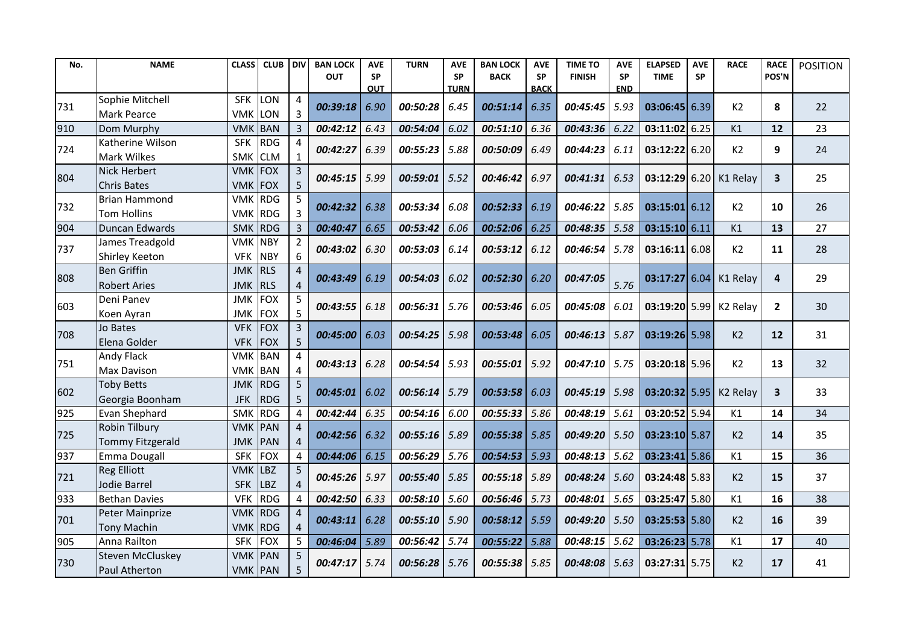| No. | NAME | CLASS | CLUB | DIV | BAN LOCK OUT | AVE SP OUT | TURN | AVE SP TURN | BAN LOCK BACK | AVE SP BACK | TIME TO FINISH | AVE SP END | ELAPSED TIME | AVE SP | RACE | RACE POS'N | POSITION |
|---|---|---|---|---|---|---|---|---|---|---|---|---|---|---|---|---|---|
| 731 | Sophie Mitchell<br>Mark Pearce | SFK<br>VMK | LON<br>LON | 4<br>3 | *00:39:18* | *6.90* | *00:50:28* | *6.45* | *00:51:14* | *6.35* | *00:45:45* | *5.93* | **03:06:45** | 6.39 | K2 | **8** | 22 |
| 910 | Dom Murphy | VMK | BAN | 3 | *00:42:12* | *6.43* | *00:54:04* | *6.02* | *00:51:10* | *6.36* | *00:43:36* | *6.22* | **03:11:02** | 6.25 | K1 | **12** | 23 |
| 724 | Katherine Wilson<br>Mark Wilkes | SFK<br>SMK | RDG<br>CLM | 4<br>1 | *00:42:27* | *6.39* | *00:55:23* | *5.88* | *00:50:09* | *6.49* | *00:44:23* | *6.11* | **03:12:22** | 6.20 | K2 | **9** | 24 |
| 804 | Nick Herbert<br>Chris Bates | VMK<br>VMK | FOX<br>FOX | 3<br>5 | *00:45:15* | *5.99* | *00:59:01* | *5.52* | *00:46:42* | *6.97* | *00:41:31* | *6.53* | **03:12:29** | 6.20 | K1 Relay | **3** | 25 |
| 732 | Brian Hammond<br>Tom Hollins | VMK<br>VMK | RDG<br>RDG | 5<br>3 | *00:42:32* | *6.38* | *00:53:34* | *6.08* | *00:52:33* | *6.19* | *00:46:22* | *5.85* | **03:15:01** | 6.12 | K2 | **10** | 26 |
| 904 | Duncan Edwards | SMK | RDG | 3 | *00:40:47* | *6.65* | *00:53:42* | *6.06* | *00:52:06* | *6.25* | *00:48:35* | *5.58* | **03:15:10** | 6.11 | K1 | **13** | 27 |
| 737 | James Treadgold<br>Shirley Keeton | VMK<br>VFK | NBY<br>NBY | 2<br>6 | *00:43:02* | *6.30* | *00:53:03* | *6.14* | *00:53:12* | *6.12* | *00:46:54* | *5.78* | **03:16:11** | 6.08 | K2 | **11** | 28 |
| 808 | Ben Griffin<br>Robert Aries | JMK<br>JMK | RLS<br>RLS | 4<br>4 | *00:43:49* | *6.19* | *00:54:03* | *6.02* | *00:52:30* | *6.20* | *00:47:05* | *5.76* | **03:17:27** | 6.04 | K1 Relay | **4** | 29 |
| 603 | Deni Panev<br>Koen Ayran | JMK<br>JMK | FOX<br>FOX | 5<br>5 | *00:43:55* | *6.18* | *00:56:31* | *5.76* | *00:53:46* | *6.05* | *00:45:08* | *6.01* | **03:19:20** | 5.99 | K2 Relay | **2** | 30 |
| 708 | Jo Bates<br>Elena Golder | VFK<br>VFK | FOX<br>FOX | 3<br>5 | *00:45:00* | *6.03* | *00:54:25* | *5.98* | *00:53:48* | *6.05* | *00:46:13* | *5.87* | **03:19:26** | 5.98 | K2 | **12** | 31 |
| 751 | Andy Flack<br>Max Davison | VMK<br>VMK | BAN<br>BAN | 4<br>4 | *00:43:13* | *6.28* | *00:54:54* | *5.93* | *00:55:01* | *5.92* | *00:47:10* | *5.75* | **03:20:18** | 5.96 | K2 | **13** | 32 |
| 602 | Toby Betts<br>Georgia Boonham | JMK<br>JFK | RDG<br>RDG | 5<br>5 | *00:45:01* | *6.02* | *00:56:14* | *5.79* | *00:53:58* | *6.03* | *00:45:19* | *5.98* | **03:20:32** | 5.95 | K2 Relay | **3** | 33 |
| 925 | Evan Shephard | SMK | RDG | 4 | *00:42:44* | *6.35* | *00:54:16* | *6.00* | *00:55:33* | *5.86* | *00:48:19* | *5.61* | **03:20:52** | 5.94 | K1 | **14** | 34 |
| 725 | Robin Tilbury<br>Tommy Fitzgerald | VMK<br>JMK | PAN<br>PAN | 4<br>4 | *00:42:56* | *6.32* | *00:55:16* | *5.89* | *00:55:38* | *5.85* | *00:49:20* | *5.50* | **03:23:10** | 5.87 | K2 | **14** | 35 |
| 937 | Emma Dougall | SFK | FOX | 4 | *00:44:06* | *6.15* | *00:56:29* | *5.76* | *00:54:53* | *5.93* | *00:48:13* | *5.62* | **03:23:41** | 5.86 | K1 | **15** | 36 |
| 721 | Reg Elliott<br>Jodie Barrel | VMK<br>SFK | LBZ<br>LBZ | 5<br>4 | *00:45:26* | *5.97* | *00:55:40* | *5.85* | *00:55:18* | *5.89* | *00:48:24* | *5.60* | **03:24:48** | 5.83 | K2 | **15** | 37 |
| 933 | Bethan Davies | VFK | RDG | 4 | *00:42:50* | *6.33* | *00:58:10* | *5.60* | *00:56:46* | *5.73* | *00:48:01* | *5.65* | **03:25:47** | 5.80 | K1 | **16** | 38 |
| 701 | Peter Mainprize<br>Tony Machin | VMK<br>VMK | RDG<br>RDG | 4<br>4 | *00:43:11* | *6.28* | *00:55:10* | *5.90* | *00:58:12* | *5.59* | *00:49:20* | *5.50* | **03:25:53** | 5.80 | K2 | **16** | 39 |
| 905 | Anna Railton | SFK | FOX | 5 | *00:46:04* | *5.89* | *00:56:42* | *5.74* | *00:55:22* | *5.88* | *00:48:15* | *5.62* | **03:26:23** | 5.78 | K1 | **17** | 40 |
| 730 | Steven McCluskey<br>Paul Atherton | VMK<br>VMK | PAN<br>PAN | 5<br>5 | *00:47:17* | *5.74* | *00:56:28* | *5.76* | *00:55:38* | *5.85* | *00:48:08* | *5.63* | **03:27:31** | 5.75 | K2 | **17** | 41 |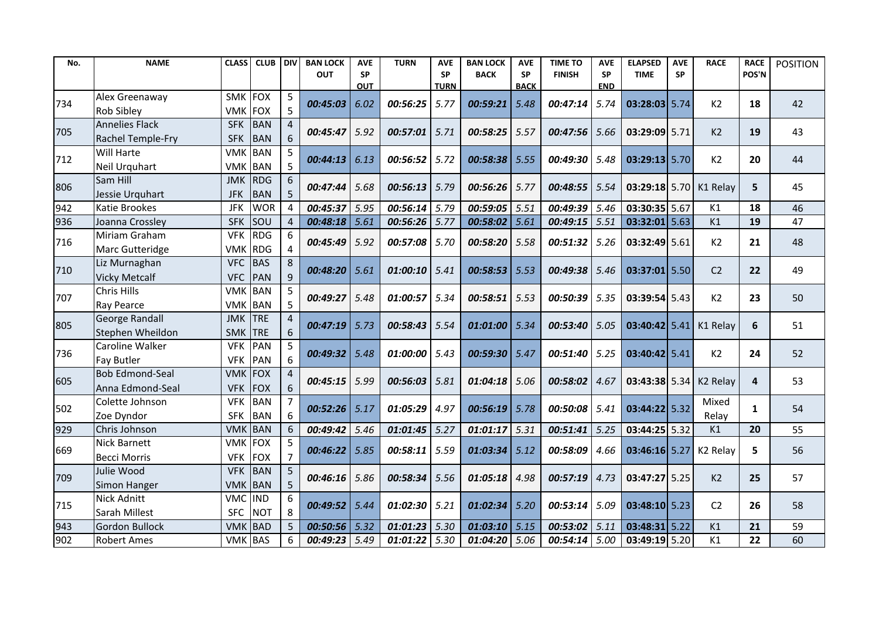| No. | NAME | CLASS | CLUB | DIV | BAN LOCK OUT | AVE SP OUT | TURN | AVE SP TURN | BAN LOCK BACK | AVE SP BACK | TIME TO FINISH | AVE SP END | ELAPSED TIME | AVE SP | RACE | RACE POS'N | POSITION |
|---|---|---|---|---|---|---|---|---|---|---|---|---|---|---|---|---|---|
| 734 | Alex Greenaway<br>Rob Sibley | SMK<br>VMK | FOX<br>FOX | 5<br>5 | 00:45:03 | 6.02 | 00:56:25 | 5.77 | 00:59:21 | 5.48 | 00:47:14 | 5.74 | 03:28:03 | 5.74 | K2 | 18 | 42 |
| 705 | Annelies Flack<br>Rachel Temple-Fry | SFK<br>SFK | BAN<br>BAN | 4<br>6 | 00:45:47 | 5.92 | 00:57:01 | 5.71 | 00:58:25 | 5.57 | 00:47:56 | 5.66 | 03:29:09 | 5.71 | K2 | 19 | 43 |
| 712 | Will Harte<br>Neil Urquhart | VMK<br>VMK | BAN<br>BAN | 5<br>5 | 00:44:13 | 6.13 | 00:56:52 | 5.72 | 00:58:38 | 5.55 | 00:49:30 | 5.48 | 03:29:13 | 5.70 | K2 | 20 | 44 |
| 806 | Sam Hill<br>Jessie Urquhart | JMK<br>JFK | RDG<br>BAN | 6<br>5 | 00:47:44 | 5.68 | 00:56:13 | 5.79 | 00:56:26 | 5.77 | 00:48:55 | 5.54 | 03:29:18 | 5.70 | K1 Relay | 5 | 45 |
| 942 | Katie Brookes | JFK | WOR | 4 | 00:45:37 | 5.95 | 00:56:14 | 5.79 | 00:59:05 | 5.51 | 00:49:39 | 5.46 | 03:30:35 | 5.67 | K1 | 18 | 46 |
| 936 | Joanna Crossley | SFK | SOU | 4 | 00:48:18 | 5.61 | 00:56:26 | 5.77 | 00:58:02 | 5.61 | 00:49:15 | 5.51 | 03:32:01 | 5.63 | K1 | 19 | 47 |
| 716 | Miriam Graham<br>Marc Gutteridge | VFK<br>VMK | RDG<br>RDG | 6<br>4 | 00:45:49 | 5.92 | 00:57:08 | 5.70 | 00:58:20 | 5.58 | 00:51:32 | 5.26 | 03:32:49 | 5.61 | K2 | 21 | 48 |
| 710 | Liz Murnaghan<br>Vicky Metcalf | VFC<br>VFC | BAS<br>PAN | 8<br>9 | 00:48:20 | 5.61 | 01:00:10 | 5.41 | 00:58:53 | 5.53 | 00:49:38 | 5.46 | 03:37:01 | 5.50 | C2 | 22 | 49 |
| 707 | Chris Hills<br>Ray Pearce | VMK<br>VMK | BAN<br>BAN | 5<br>5 | 00:49:27 | 5.48 | 01:00:57 | 5.34 | 00:58:51 | 5.53 | 00:50:39 | 5.35 | 03:39:54 | 5.43 | K2 | 23 | 50 |
| 805 | George Randall<br>Stephen Wheildon | JMK<br>SMK | TRE<br>TRE | 4<br>6 | 00:47:19 | 5.73 | 00:58:43 | 5.54 | 01:01:00 | 5.34 | 00:53:40 | 5.05 | 03:40:42 | 5.41 | K1 Relay | 6 | 51 |
| 736 | Caroline Walker<br>Fay Butler | VFK<br>VFK | PAN<br>PAN | 5<br>6 | 00:49:32 | 5.48 | 01:00:00 | 5.43 | 00:59:30 | 5.47 | 00:51:40 | 5.25 | 03:40:42 | 5.41 | K2 | 24 | 52 |
| 605 | Bob Edmond-Seal<br>Anna Edmond-Seal | VMK<br>VFK | FOX<br>FOX | 4<br>6 | 00:45:15 | 5.99 | 00:56:03 | 5.81 | 01:04:18 | 5.06 | 00:58:02 | 4.67 | 03:43:38 | 5.34 | K2 Relay | 4 | 53 |
| 502 | Colette Johnson<br>Zoe Dyndor | VFK<br>SFK | BAN<br>BAN | 7<br>6 | 00:52:26 | 5.17 | 01:05:29 | 4.97 | 00:56:19 | 5.78 | 00:50:08 | 5.41 | 03:44:22 | 5.32 | Mixed Relay | 1 | 54 |
| 929 | Chris Johnson | VMK | BAN | 6 | 00:49:42 | 5.46 | 01:01:45 | 5.27 | 01:01:17 | 5.31 | 00:51:41 | 5.25 | 03:44:25 | 5.32 | K1 | 20 | 55 |
| 669 | Nick Barnett<br>Becci Morris | VMK<br>VFK | FOX<br>FOX | 5<br>7 | 00:46:22 | 5.85 | 00:58:11 | 5.59 | 01:03:34 | 5.12 | 00:58:09 | 4.66 | 03:46:16 | 5.27 | K2 Relay | 5 | 56 |
| 709 | Julie Wood<br>Simon Hanger | VFK<br>VMK | BAN<br>BAN | 5<br>5 | 00:46:16 | 5.86 | 00:58:34 | 5.56 | 01:05:18 | 4.98 | 00:57:19 | 4.73 | 03:47:27 | 5.25 | K2 | 25 | 57 |
| 715 | Nick Adnitt<br>Sarah Millest | VMC<br>SFC | IND<br>NOT | 6<br>8 | 00:49:52 | 5.44 | 01:02:30 | 5.21 | 01:02:34 | 5.20 | 00:53:14 | 5.09 | 03:48:10 | 5.23 | C2 | 26 | 58 |
| 943 | Gordon Bullock | VMK | BAD | 5 | 00:50:56 | 5.32 | 01:01:23 | 5.30 | 01:03:10 | 5.15 | 00:53:02 | 5.11 | 03:48:31 | 5.22 | K1 | 21 | 59 |
| 902 | Robert Ames | VMK | BAS | 6 | 00:49:23 | 5.49 | 01:01:22 | 5.30 | 01:04:20 | 5.06 | 00:54:14 | 5.00 | 03:49:19 | 5.20 | K1 | 22 | 60 |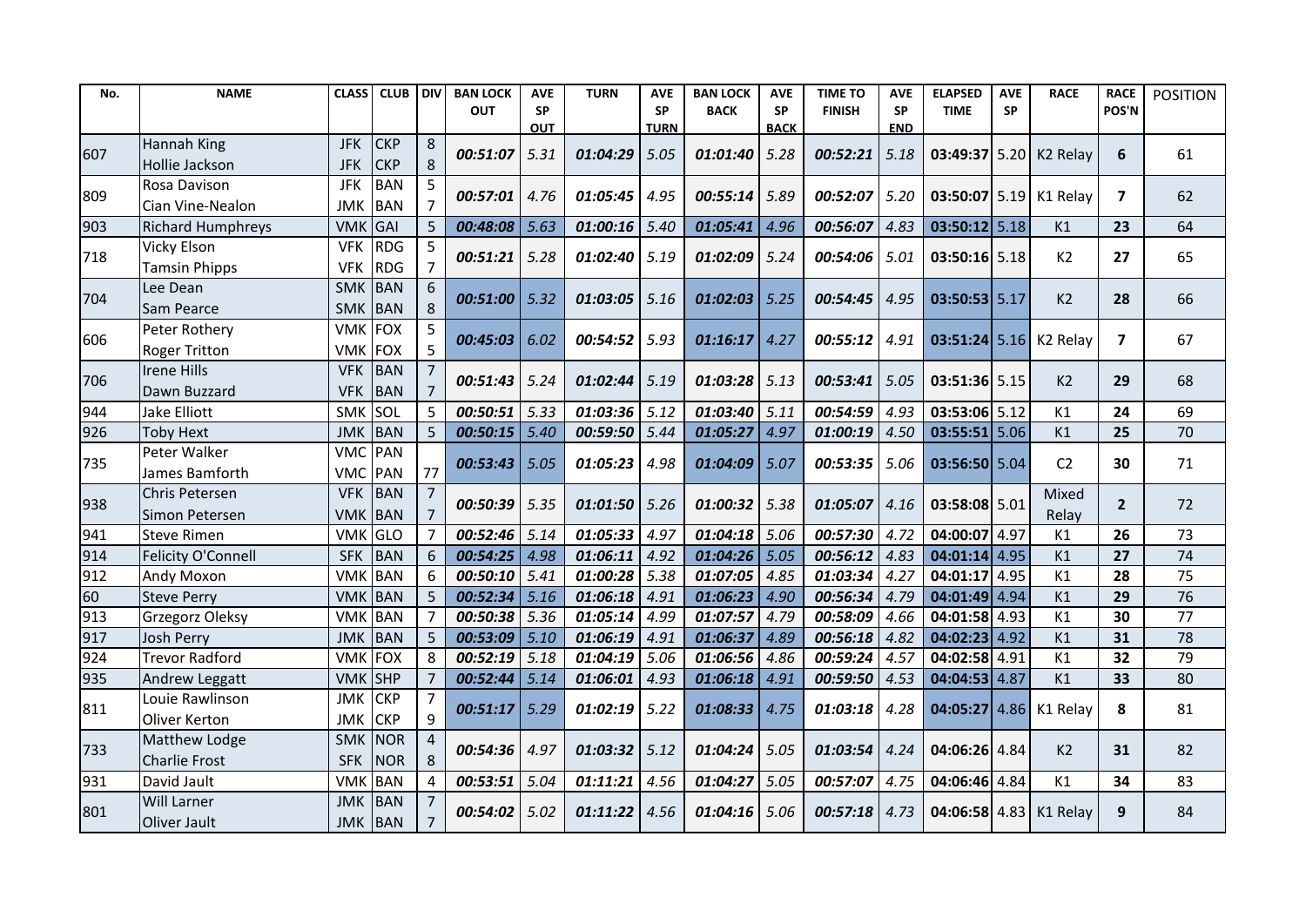| No. | NAME | CLASS | CLUB | DIV | BAN LOCK OUT | AVE SP OUT | TURN | AVE SP TURN | BAN LOCK BACK | AVE SP BACK | TIME TO FINISH | AVE SP END | ELAPSED TIME | AVE SP | RACE | RACE POS'N | POSITION |
|---|---|---|---|---|---|---|---|---|---|---|---|---|---|---|---|---|---|
| 607 | Hannah King<br>Hollie Jackson | JFK<br>JFK | CKP<br>CKP | 8<br>8 | *00:51:07* | *5.31* | *01:04:29* | *5.05* | *01:01:40* | *5.28* | *00:52:21* | *5.18* | **03:49:37** | 5.20 | K2 Relay | **6** | 61 |
| 809 | Rosa Davison<br>Cian Vine-Nealon | JFK<br>JMK | BAN<br>BAN | 5<br>7 | *00:57:01* | *4.76* | *01:05:45* | *4.95* | *00:55:14* | *5.89* | *00:52:07* | *5.20* | **03:50:07** | 5.19 | K1 Relay | **7** | 62 |
| 903 | Richard Humphreys | VMK | GAI | 5 | *00:48:08* | *5.63* | *01:00:16* | *5.40* | *01:05:41* | *4.96* | *00:56:07* | *4.83* | **03:50:12** | 5.18 | K1 | **23** | 64 |
| 718 | Vicky Elson<br>Tamsin Phipps | VFK<br>VFK | RDG<br>RDG | 5<br>7 | *00:51:21* | *5.28* | *01:02:40* | *5.19* | *01:02:09* | *5.24* | *00:54:06* | *5.01* | **03:50:16** | 5.18 | K2 | **27** | 65 |
| 704 | Lee Dean<br>Sam Pearce | SMK<br>SMK | BAN<br>BAN | 6<br>8 | *00:51:00* | *5.32* | *01:03:05* | *5.16* | *01:02:03* | *5.25* | *00:54:45* | *4.95* | **03:50:53** | 5.17 | K2 | **28** | 66 |
| 606 | Peter Rothery<br>Roger Tritton | VMK<br>VMK | FOX<br>FOX | 5<br>5 | *00:45:03* | *6.02* | *00:54:52* | *5.93* | *01:16:17* | *4.27* | *00:55:12* | *4.91* | **03:51:24** | 5.16 | K2 Relay | **7** | 67 |
| 706 | Irene Hills<br>Dawn Buzzard | VFK<br>VFK | BAN<br>BAN | 7<br>7 | *00:51:43* | *5.24* | *01:02:44* | *5.19* | *01:03:28* | *5.13* | *00:53:41* | *5.05* | **03:51:36** | 5.15 | K2 | **29** | 68 |
| 944 | Jake Elliott | SMK | SOL | 5 | *00:50:51* | *5.33* | *01:03:36* | *5.12* | *01:03:40* | *5.11* | *00:54:59* | *4.93* | **03:53:06** | 5.12 | K1 | **24** | 69 |
| 926 | Toby Hext | JMK | BAN | 5 | *00:50:15* | *5.40* | *00:59:50* | *5.44* | *01:05:27* | *4.97* | *01:00:19* | *4.50* | **03:55:51** | 5.06 | K1 | **25** | 70 |
| 735 | Peter Walker<br>James Bamforth | VMC<br>VMC | PAN<br>PAN | <br>77 | *00:53:43* | *5.05* | *01:05:23* | *4.98* | *01:04:09* | *5.07* | *00:53:35* | *5.06* | **03:56:50** | 5.04 | C2 | **30** | 71 |
| 938 | Chris Petersen<br>Simon Petersen | VFK<br>VMK | BAN<br>BAN | 7<br>7 | *00:50:39* | *5.35* | *01:01:50* | *5.26* | *01:00:32* | *5.38* | *01:05:07* | *4.16* | **03:58:08** | 5.01 | Mixed Relay | **2** | 72 |
| 941 | Steve Rimen | VMK | GLO | 7 | *00:52:46* | *5.14* | *01:05:33* | *4.97* | *01:04:18* | *5.06* | *00:57:30* | *4.72* | **04:00:07** | 4.97 | K1 | **26** | 73 |
| 914 | Felicity O'Connell | SFK | BAN | 6 | *00:54:25* | *4.98* | *01:06:11* | *4.92* | *01:04:26* | *5.05* | *00:56:12* | *4.83* | **04:01:14** | 4.95 | K1 | **27** | 74 |
| 912 | Andy Moxon | VMK | BAN | 6 | *00:50:10* | *5.41* | *01:00:28* | *5.38* | *01:07:05* | *4.85* | *01:03:34* | *4.27* | **04:01:17** | 4.95 | K1 | **28** | 75 |
| 60 | Steve Perry | VMK | BAN | 5 | *00:52:34* | *5.16* | *01:06:18* | *4.91* | *01:06:23* | *4.90* | *00:56:34* | *4.79* | **04:01:49** | 4.94 | K1 | **29** | 76 |
| 913 | Grzegorz Oleksy | VMK | BAN | 7 | *00:50:38* | *5.36* | *01:05:14* | *4.99* | *01:07:57* | *4.79* | *00:58:09* | *4.66* | **04:01:58** | 4.93 | K1 | **30** | 77 |
| 917 | Josh Perry | JMK | BAN | 5 | *00:53:09* | *5.10* | *01:06:19* | *4.91* | *01:06:37* | *4.89* | *00:56:18* | *4.82* | **04:02:23** | 4.92 | K1 | **31** | 78 |
| 924 | Trevor Radford | VMK | FOX | 8 | *00:52:19* | *5.18* | *01:04:19* | *5.06* | *01:06:56* | *4.86* | *00:59:24* | *4.57* | **04:02:58** | 4.91 | K1 | **32** | 79 |
| 935 | Andrew Leggatt | VMK | SHP | 7 | *00:52:44* | *5.14* | *01:06:01* | *4.93* | *01:06:18* | *4.91* | *00:59:50* | *4.53* | **04:04:53** | 4.87 | K1 | **33** | 80 |
| 811 | Louie Rawlinson<br>Oliver Kerton | JMK<br>JMK | CKP<br>CKP | 7<br>9 | *00:51:17* | *5.29* | *01:02:19* | *5.22* | *01:08:33* | *4.75* | *01:03:18* | *4.28* | **04:05:27** | 4.86 | K1 Relay | **8** | 81 |
| 733 | Matthew Lodge<br>Charlie Frost | SMK<br>SFK | NOR<br>NOR | 4<br>8 | *00:54:36* | *4.97* | *01:03:32* | *5.12* | *01:04:24* | *5.05* | *01:03:54* | *4.24* | **04:06:26** | 4.84 | K2 | **31** | 82 |
| 931 | David Jault | VMK | BAN | 4 | *00:53:51* | *5.04* | *01:11:21* | *4.56* | *01:04:27* | *5.05* | *00:57:07* | *4.75* | **04:06:46** | 4.84 | K1 | **34** | 83 |
| 801 | Will Larner<br>Oliver Jault | JMK<br>JMK | BAN<br>BAN | 7<br>7 | *00:54:02* | *5.02* | *01:11:22* | *4.56* | *01:04:16* | *5.06* | *00:57:18* | *4.73* | **04:06:58** | 4.83 | K1 Relay | **9** | 84 |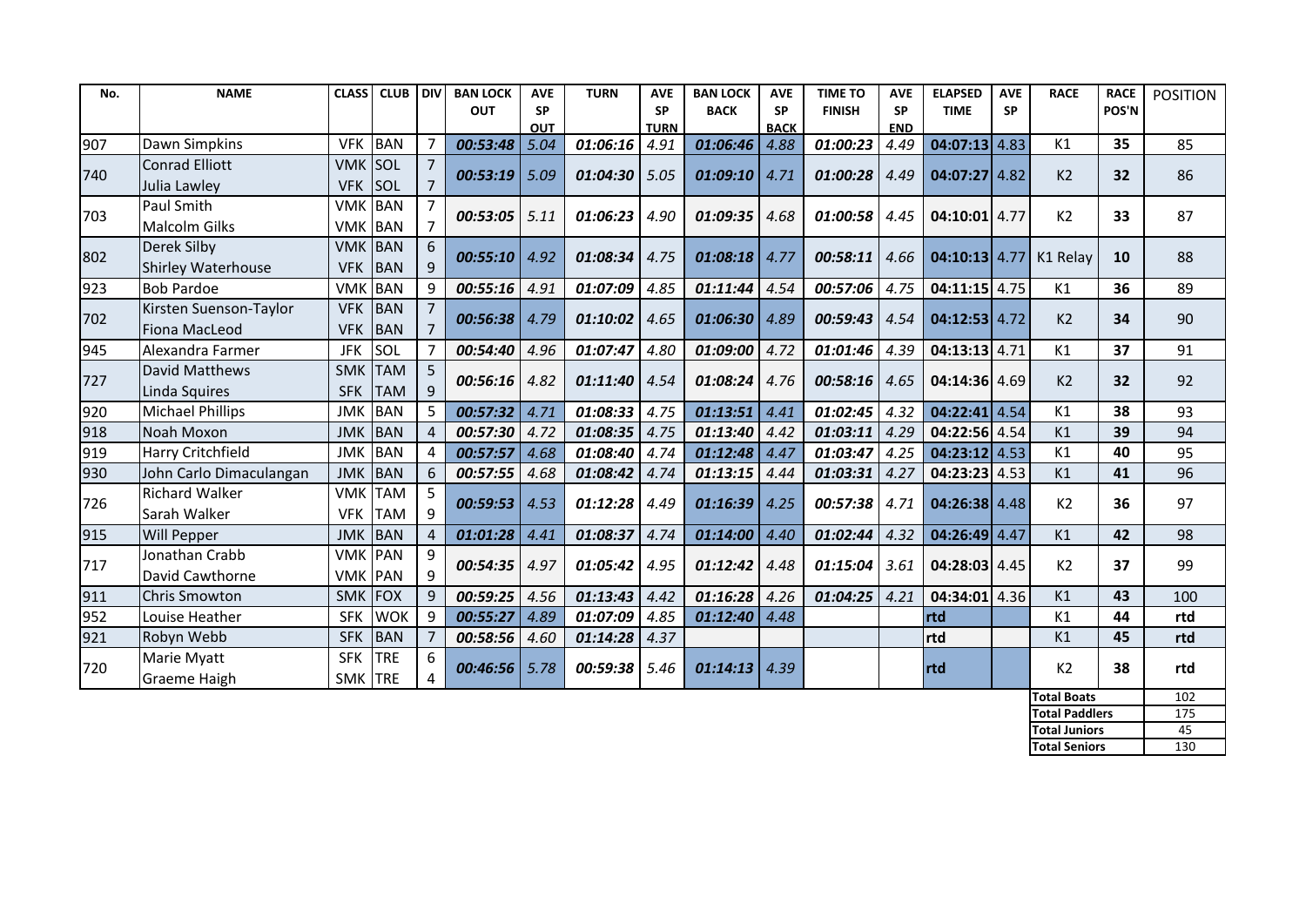| No. | NAME | CLASS | CLUB | DIV | BAN LOCK OUT | AVE SP OUT | TURN | AVE SP TURN | BAN LOCK BACK | AVE SP BACK | TIME TO FINISH | AVE SP END | ELAPSED TIME | AVE SP | RACE | RACE POS'N | POSITION |
|---|---|---|---|---|---|---|---|---|---|---|---|---|---|---|---|---|---|
| 907 | Dawn Simpkins | VFK | BAN | 7 | *00:53:48* | *5.04* | *01:06:16* | *4.91* | *01:06:46* | *4.88* | *01:00:23* | *4.49* | **04:07:13** | 4.83 | K1 | **35** | 85 |
| 740 | Conrad Elliott<br>Julia Lawley | VMK<br>VFK | SOL<br>SOL | 7<br>7 | *00:53:19* | *5.09* | *01:04:30* | *5.05* | *01:09:10* | *4.71* | *01:00:28* | *4.49* | **04:07:27** | 4.82 | K2 | **32** | 86 |
| 703 | Paul Smith<br>Malcolm Gilks | VMK<br>VMK | BAN<br>BAN | 7<br>7 | *00:53:05* | *5.11* | *01:06:23* | *4.90* | *01:09:35* | *4.68* | *01:00:58* | *4.45* | **04:10:01** | 4.77 | K2 | **33** | 87 |
| 802 | Derek Silby<br>Shirley Waterhouse | VMK<br>VFK | BAN<br>BAN | 6<br>9 | *00:55:10* | *4.92* | *01:08:34* | *4.75* | *01:08:18* | *4.77* | *00:58:11* | *4.66* | **04:10:13** | 4.77 | K1 Relay | **10** | 88 |
| 923 | Bob Pardoe | VMK | BAN | 9 | *00:55:16* | *4.91* | *01:07:09* | *4.85* | *01:11:44* | *4.54* | *00:57:06* | *4.75* | **04:11:15** | 4.75 | K1 | **36** | 89 |
| 702 | Kirsten Suenson-Taylor<br>Fiona MacLeod | VFK<br>VFK | BAN<br>BAN | 7<br>7 | *00:56:38* | *4.79* | *01:10:02* | *4.65* | *01:06:30* | *4.89* | *00:59:43* | *4.54* | **04:12:53** | 4.72 | K2 | **34** | 90 |
| 945 | Alexandra Farmer | JFK | SOL | 7 | *00:54:40* | *4.96* | *01:07:47* | *4.80* | *01:09:00* | *4.72* | *01:01:46* | *4.39* | **04:13:13** | 4.71 | K1 | **37** | 91 |
| 727 | David Matthews<br>Linda Squires | SMK<br>SFK | TAM<br>TAM | 5<br>9 | *00:56:16* | *4.82* | *01:11:40* | *4.54* | *01:08:24* | *4.76* | *00:58:16* | *4.65* | **04:14:36** | 4.69 | K2 | **32** | 92 |
| 920 | Michael Phillips | JMK | BAN | 5 | *00:57:32* | *4.71* | *01:08:33* | *4.75* | *01:13:51* | *4.41* | *01:02:45* | *4.32* | **04:22:41** | 4.54 | K1 | **38** | 93 |
| 918 | Noah Moxon | JMK | BAN | 4 | *00:57:30* | *4.72* | *01:08:35* | *4.75* | *01:13:40* | *4.42* | *01:03:11* | *4.29* | **04:22:56** | 4.54 | K1 | **39** | 94 |
| 919 | Harry Critchfield | JMK | BAN | 4 | *00:57:57* | *4.68* | *01:08:40* | *4.74* | *01:12:48* | *4.47* | *01:03:47* | *4.25* | **04:23:12** | 4.53 | K1 | **40** | 95 |
| 930 | John Carlo Dimaculangan | JMK | BAN | 6 | *00:57:55* | *4.68* | *01:08:42* | *4.74* | *01:13:15* | *4.44* | *01:03:31* | *4.27* | **04:23:23** | 4.53 | K1 | **41** | 96 |
| 726 | Richard Walker<br>Sarah Walker | VMK<br>VFK | TAM<br>TAM | 5<br>9 | *00:59:53* | *4.53* | *01:12:28* | *4.49* | *01:16:39* | *4.25* | *00:57:38* | *4.71* | **04:26:38** | 4.48 | K2 | **36** | 97 |
| 915 | Will Pepper | JMK | BAN | 4 | *01:01:28* | *4.41* | *01:08:37* | *4.74* | *01:14:00* | *4.40* | *01:02:44* | *4.32* | **04:26:49** | 4.47 | K1 | **42** | 98 |
| 717 | Jonathan Crabb<br>David Cawthorne | VMK<br>VMK | PAN<br>PAN | 9<br>9 | *00:54:35* | *4.97* | *01:05:42* | *4.95* | *01:12:42* | *4.48* | *01:15:04* | *3.61* | **04:28:03** | 4.45 | K2 | **37** | 99 |
| 911 | Chris Smowton | SMK | FOX | 9 | *00:59:25* | *4.56* | *01:13:43* | *4.42* | *01:16:28* | *4.26* | *01:04:25* | *4.21* | **04:34:01** | 4.36 | K1 | **43** | 100 |
| 952 | Louise Heather | SFK | WOK | 9 | *00:55:27* | *4.89* | *01:07:09* | *4.85* | *01:12:40* | *4.48* | | | **rtd** | | K1 | **44** | **rtd** |
| 921 | Robyn Webb | SFK | BAN | 7 | *00:58:56* | *4.60* | *01:14:28* | *4.37* | | | | | **rtd** | | K1 | **45** | **rtd** |
| 720 | Marie Myatt<br>Graeme Haigh | SFK<br>SMK | TRE<br>TRE | 6<br>4 | *00:46:56* | *5.78* | *00:59:38* | *5.46* | *01:14:13* | *4.39* | | | **rtd** | | K2 | **38** | **rtd** |

| | |
|---|---|
| **Total Boats** | 102 |
| **Total Paddlers** | 175 |
| **Total Juniors** | 45 |
| **Total Seniors** | 130 |